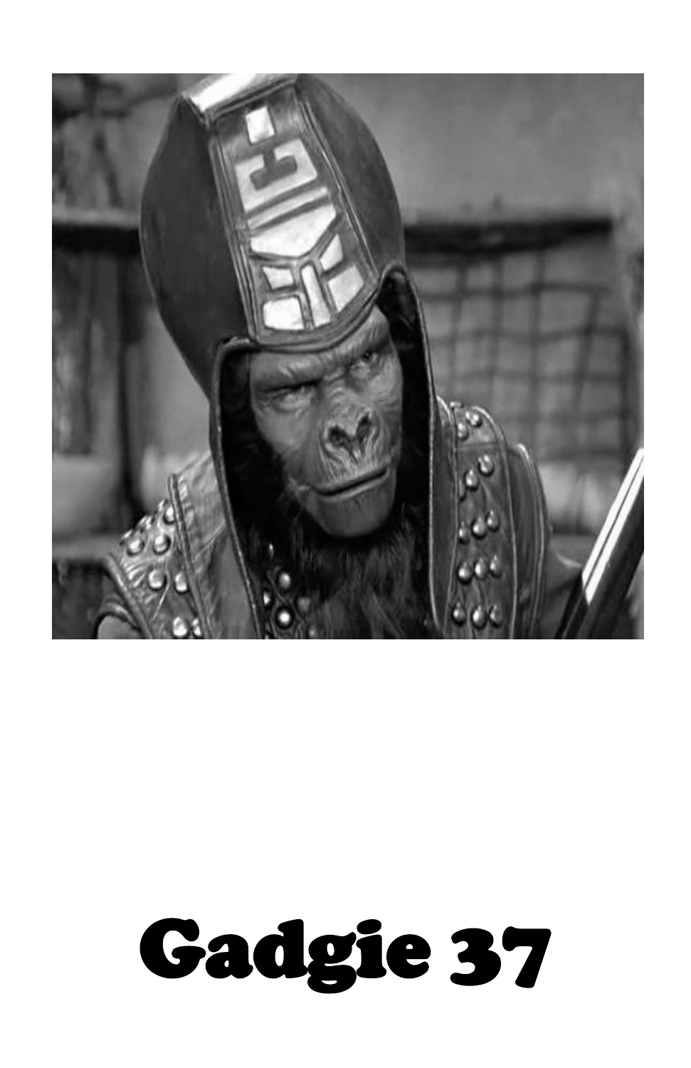# Gadgie 37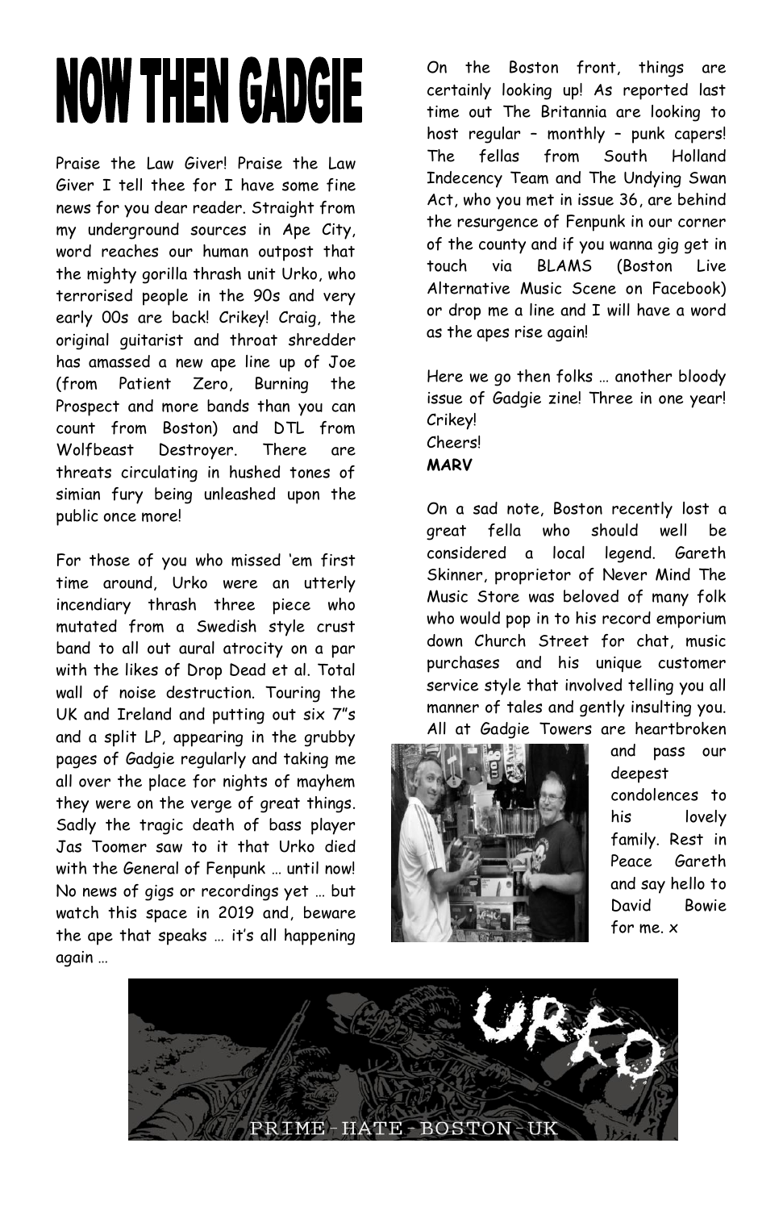# NOW THEN GADGIE

Praise the Law Giver! Praise the Law Giver I tell thee for I have some fine news for you dear reader. Straight from my underground sources in Ape City, word reaches our human outpost that the mighty gorilla thrash unit Urko, who terrorised people in the 90s and very early 00s are back! Crikey! Craig, the original guitarist and throat shredder has amassed a new ape line up of Joe (from Patient Zero, Burning the Prospect and more bands than you can count from Boston) and DTL from Wolfbeast Destroyer. There are threats circulating in hushed tones of simian fury being unleashed upon the public once more!

For those of you who missed 'em first time around, Urko were an utterly incendiary thrash three piece who mutated from a Swedish style crust band to all out aural atrocity on a par with the likes of Drop Dead et al. Total wall of noise destruction. Touring the UK and Ireland and putting out six 7"s and a split LP, appearing in the grubby pages of Gadgie regularly and taking me all over the place for nights of mayhem they were on the verge of great things. Sadly the tragic death of bass player Jas Toomer saw to it that Urko died with the General of Fenpunk … until now! No news of gigs or recordings yet … but watch this space in 2019 and, beware the ape that speaks … it's all happening again …

On the Boston front, things are certainly looking up! As reported last time out The Britannia are looking to host regular – monthly – punk capers! The fellas from South Holland Indecency Team and The Undying Swan Act, who you met in issue 36, are behind the resurgence of Fenpunk in our corner of the county and if you wanna gig get in touch via BLAMS (Boston Live Alternative Music Scene on Facebook) or drop me a line and I will have a word as the apes rise again!

Here we go then folks … another bloody issue of Gadgie zine! Three in one year! Crikey!
Cheers!
**MARV**

On a sad note, Boston recently lost a great fella who should well be considered a local legend. Gareth Skinner, proprietor of Never Mind The Music Store was beloved of many folk who would pop in to his record emporium down Church Street for chat, music purchases and his unique customer service style that involved telling you all manner of tales and gently insulting you. All at Gadgie Towers are heartbroken and pass our deepest condolences to his lovely family. Rest in Peace Gareth and say hello to David Bowie for me. x

URKO
PRIME - HATE - BOSTON - UK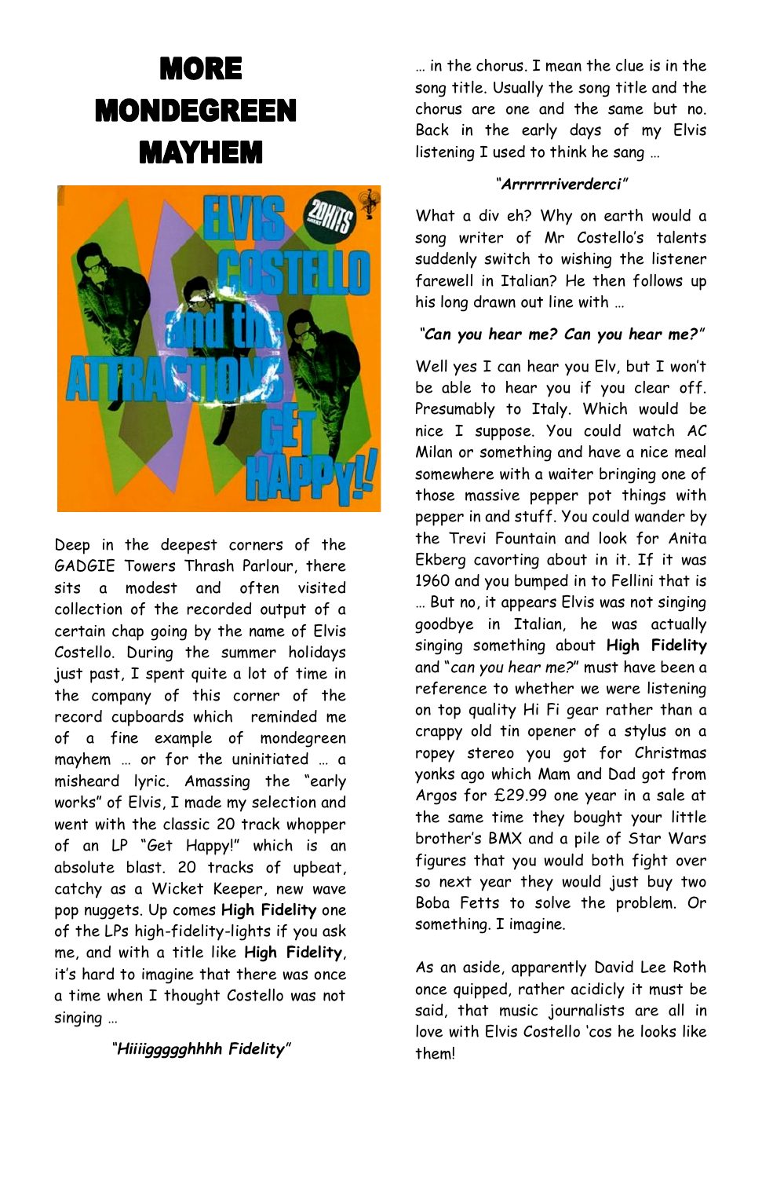# MORE MONDEGREEN MAYHEM

Deep in the deepest corners of the GADGIE Towers Thrash Parlour, there sits a modest and often visited collection of the recorded output of a certain chap going by the name of Elvis Costello. During the summer holidays just past, I spent quite a lot of time in the company of this corner of the record cupboards which reminded me of a fine example of mondegreen mayhem … or for the uninitiated … a misheard lyric. Amassing the "early works" of Elvis, I made my selection and went with the classic 20 track whopper of an LP "Get Happy!" which is an absolute blast. 20 tracks of upbeat, catchy as a Wicket Keeper, new wave pop nuggets. Up comes **High Fidelity** one of the LPs high-fidelity-lights if you ask me, and with a title like **High Fidelity**, it's hard to imagine that there was once a time when I thought Costello was not singing …

*"**Hiiiigggghhhh Fidelity**"*

… in the chorus. I mean the clue is in the song title. Usually the song title and the chorus are one and the same but no. Back in the early days of my Elvis listening I used to think he sang …

*"**Arrrrrriverderci**"*

What a div eh? Why on earth would a song writer of Mr Costello's talents suddenly switch to wishing the listener farewell in Italian? He then follows up his long drawn out line with …

*"**Can you hear me? Can you hear me?**"*

Well yes I can hear you Elv, but I won't be able to hear you if you clear off. Presumably to Italy. Which would be nice I suppose. You could watch AC Milan or something and have a nice meal somewhere with a waiter bringing one of those massive pepper pot things with pepper in and stuff. You could wander by the Trevi Fountain and look for Anita Ekberg cavorting about in it. If it was 1960 and you bumped in to Fellini that is … But no, it appears Elvis was not singing goodbye in Italian, he was actually singing something about **High Fidelity** and "*can you hear me?*" must have been a reference to whether we were listening on top quality Hi Fi gear rather than a crappy old tin opener of a stylus on a ropey stereo you got for Christmas yonks ago which Mam and Dad got from Argos for £29.99 one year in a sale at the same time they bought your little brother's BMX and a pile of Star Wars figures that you would both fight over so next year they would just buy two Boba Fetts to solve the problem. Or something. I imagine.

As an aside, apparently David Lee Roth once quipped, rather acidicly it must be said, that music journalists are all in love with Elvis Costello 'cos he looks like them!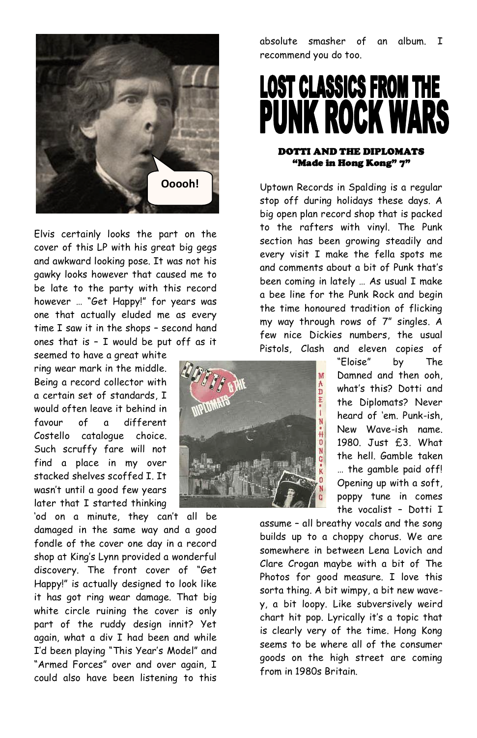Elvis certainly looks the part on the cover of this LP with his great big gegs and awkward looking pose. It was not his gawky looks however that caused me to be late to the party with this record however … "Get Happy!" for years was one that actually eluded me as every time I saw it in the shops – second hand ones that is – I would be put off as it seemed to have a great white ring wear mark in the middle. Being a record collector with a certain set of standards, I would often leave it behind in favour of a different Costello catalogue choice. Such scruffy fare will not find a place in my over stacked shelves scoffed I. It wasn't until a good few years later that I started thinking 'od on a minute, they can't all be damaged in the same way and a good fondle of the cover one day in a record shop at King's Lynn provided a wonderful discovery. The front cover of "Get Happy!" is actually designed to look like it has got ring wear damage. That big white circle ruining the cover is only part of the ruddy design innit? Yet again, what a div I had been and while I'd been playing "This Year's Model" and "Armed Forces" over and over again, I could also have been listening to this absolute smasher of an album. I recommend you do too.

# LOST CLASSICS FROM THE PUNK ROCK WARS

**DOTTI AND THE DIPLOMATS**
**"Made in Hong Kong" 7"**

Uptown Records in Spalding is a regular stop off during holidays these days. A big open plan record shop that is packed to the rafters with vinyl. The Punk section has been growing steadily and every visit I make the fella spots me and comments about a bit of Punk that's been coming in lately … As usual I make a bee line for the Punk Rock and begin the time honoured tradition of flicking my way through rows of 7" singles. A few nice Dickies numbers, the usual Pistols, Clash and eleven copies of "Eloise" by The Damned and then ooh, what's this? Dotti and the Diplomats? Never heard of 'em. Punk-ish, New Wave-ish name. 1980. Just £3. What the hell. Gamble taken … the gamble paid off! Opening up with a soft, poppy tune in comes the vocalist – Dotti I assume – all breathy vocals and the song builds up to a choppy chorus. We are somewhere in between Lena Lovich and Clare Crogan maybe with a bit of The Photos for good measure. I love this sorta thing. A bit wimpy, a bit new wave-y, a bit loopy. Like subversively weird chart hit pop. Lyrically it's a topic that is clearly very of the time. Hong Kong seems to be where all of the consumer goods on the high street are coming from in 1980s Britain.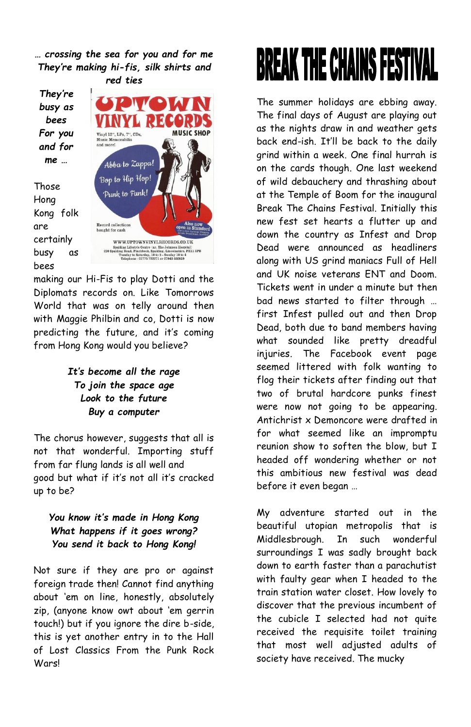*… crossing the sea for you and for me*
*They're making hi-fis, silk shirts and red ties*

*They're busy as bees*
*For you and for me …*

UPTOWN VINYL RECORDS

MUSIC SHOP

Vinyl 12", LPs, 7", CDs, Music Memorabilia and more!

Abba to Zappa!
Bop to Hip Hop!
Punk to Funk!

Record collections bought for cash

Also now open in Stamford

WWW.UPTOWNVINYLRECORDS.CO.UK
Spalding Lifestyle Centre (nr. The Johnson Hospital)
210 Spalding Road, Pinchbeck, Spalding, Lincolnshire, PE11 3PB
Tuesday to Saturday, 10 to 5 - Sunday 10 to 4
Telephone : 01775 722271 or 07940 550839

Those Hong Kong folk are certainly busy as bees making our Hi-Fis to play Dotti and the Diplomats records on. Like Tomorrows World that was on telly around then with Maggie Philbin and co, Dotti is now predicting the future, and it's coming from Hong Kong would you believe?

*It's become all the rage*
*To join the space age*
*Look to the future*
*Buy a computer*

The chorus however, suggests that all is not that wonderful. Importing stuff from far flung lands is all well and good but what if it's not all it's cracked up to be?

*You know it's made in Hong Kong*
*What happens if it goes wrong?*
*You send it back to Hong Kong!*

Not sure if they are pro or against foreign trade then! Cannot find anything about 'em on line, honestly, absolutely zip, (anyone know owt about 'em gerrin touch!) but if you ignore the dire b-side, this is yet another entry in to the Hall of Lost Classics From the Punk Rock Wars!

# BREAK THE CHAINS FESTIVAL

The summer holidays are ebbing away. The final days of August are playing out as the nights draw in and weather gets back end-ish. It'll be back to the daily grind within a week. One final hurrah is on the cards though. One last weekend of wild debauchery and thrashing about at the Temple of Boom for the inaugural Break The Chains Festival. Initially this new fest set hearts a flutter up and down the country as Infest and Drop Dead were announced as headliners along with US grind maniacs Full of Hell and UK noise veterans ENT and Doom. Tickets went in under a minute but then bad news started to filter through … first Infest pulled out and then Drop Dead, both due to band members having what sounded like pretty dreadful injuries. The Facebook event page seemed littered with folk wanting to flog their tickets after finding out that two of brutal hardcore punks finest were now not going to be appearing. Antichrist x Demoncore were drafted in for what seemed like an impromptu reunion show to soften the blow, but I headed off wondering whether or not this ambitious new festival was dead before it even began …

My adventure started out in the beautiful utopian metropolis that is Middlesbrough. In such wonderful surroundings I was sadly brought back down to earth faster than a parachutist with faulty gear when I headed to the train station water closet. How lovely to discover that the previous incumbent of the cubicle I selected had not quite received the requisite toilet training that most well adjusted adults of society have received. The mucky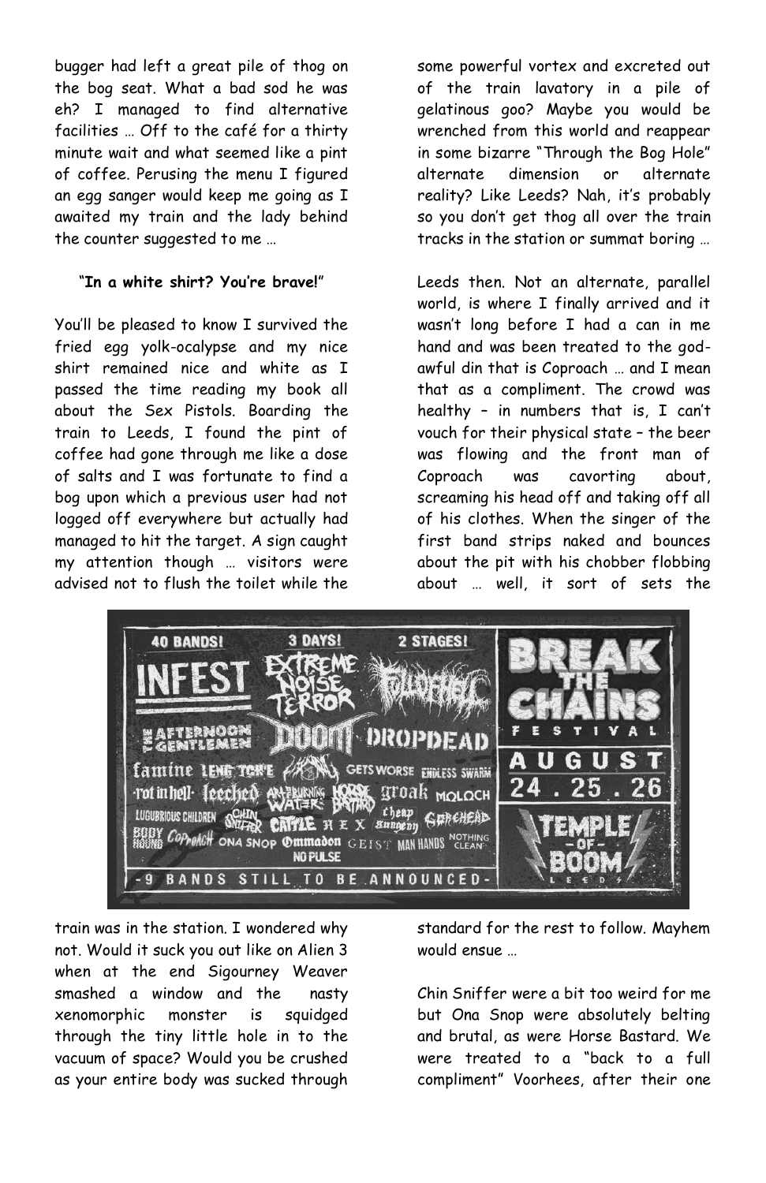bugger had left a great pile of thog on the bog seat. What a bad sod he was eh? I managed to find alternative facilities … Off to the café for a thirty minute wait and what seemed like a pint of coffee. Perusing the menu I figured an egg sanger would keep me going as I awaited my train and the lady behind the counter suggested to me …

"**In a white shirt? You're brave!**"

You'll be pleased to know I survived the fried egg yolk-ocalypse and my nice shirt remained nice and white as I passed the time reading my book all about the Sex Pistols. Boarding the train to Leeds, I found the pint of coffee had gone through me like a dose of salts and I was fortunate to find a bog upon which a previous user had not logged off everywhere but actually had managed to hit the target. A sign caught my attention though … visitors were advised not to flush the toilet while the train was in the station. I wondered why not. Would it suck you out like on Alien 3 when at the end Sigourney Weaver smashed a window and the nasty xenomorphic monster is squidged through the tiny little hole in to the vacuum of space? Would you be crushed as your entire body was sucked through some powerful vortex and excreted out of the train lavatory in a pile of gelatinous goo? Maybe you would be wrenched from this world and reappear in some bizarre "Through the Bog Hole" alternate dimension or alternate reality? Like Leeds? Nah, it's probably so you don't get thog all over the train tracks in the station or summat boring …

Leeds then. Not an alternate, parallel world, is where I finally arrived and it wasn't long before I had a can in me hand and was been treated to the god-awful din that is Coproach … and I mean that as a compliment. The crowd was healthy – in numbers that is, I can't vouch for their physical state – the beer was flowing and the front man of Coproach was cavorting about, screaming his head off and taking off all of his clothes. When the singer of the first band strips naked and bounces about the pit with his chobber flobbing about … well, it sort of sets the standard for the rest to follow. Mayhem would ensue …

Chin Sniffer were a bit too weird for me but Ona Snop were absolutely belting and brutal, as were Horse Bastard. We were treated to a "back to a full compliment" Voorhees, after their one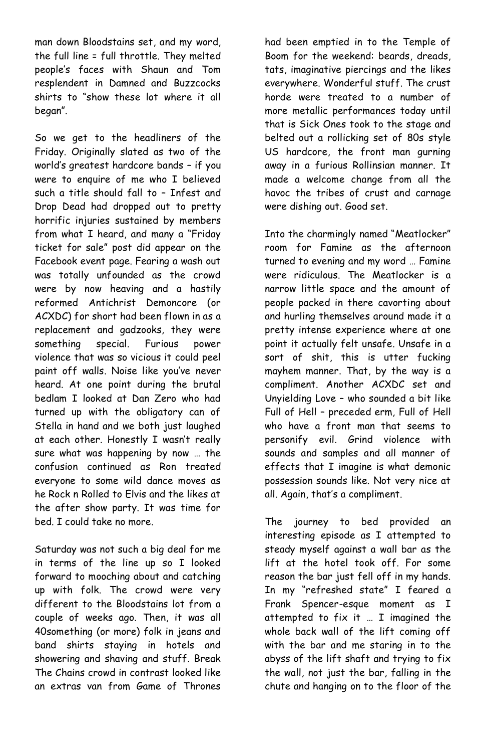man down Bloodstains set, and my word, the full line = full throttle. They melted people's faces with Shaun and Tom resplendent in Damned and Buzzcocks shirts to "show these lot where it all began".

So we get to the headliners of the Friday. Originally slated as two of the world's greatest hardcore bands – if you were to enquire of me who I believed such a title should fall to – Infest and Drop Dead had dropped out to pretty horrific injuries sustained by members from what I heard, and many a "Friday ticket for sale" post did appear on the Facebook event page. Fearing a wash out was totally unfounded as the crowd were by now heaving and a hastily reformed Antichrist Demoncore (or ACXDC) for short had been flown in as a replacement and gadzooks, they were something special. Furious power violence that was so vicious it could peel paint off walls. Noise like you've never heard. At one point during the brutal bedlam I looked at Dan Zero who had turned up with the obligatory can of Stella in hand and we both just laughed at each other. Honestly I wasn't really sure what was happening by now … the confusion continued as Ron treated everyone to some wild dance moves as he Rock n Rolled to Elvis and the likes at the after show party. It was time for bed. I could take no more.

Saturday was not such a big deal for me in terms of the line up so I looked forward to mooching about and catching up with folk. The crowd were very different to the Bloodstains lot from a couple of weeks ago. Then, it was all 40something (or more) folk in jeans and band shirts staying in hotels and showering and shaving and stuff. Break The Chains crowd in contrast looked like an extras van from Game of Thrones had been emptied in to the Temple of Boom for the weekend: beards, dreads, tats, imaginative piercings and the likes everywhere. Wonderful stuff. The crust horde were treated to a number of more metallic performances today until that is Sick Ones took to the stage and belted out a rollicking set of 80s style US hardcore, the front man gurning away in a furious Rollinsian manner. It made a welcome change from all the havoc the tribes of crust and carnage were dishing out. Good set.

Into the charmingly named "Meatlocker" room for Famine as the afternoon turned to evening and my word … Famine were ridiculous. The Meatlocker is a narrow little space and the amount of people packed in there cavorting about and hurling themselves around made it a pretty intense experience where at one point it actually felt unsafe. Unsafe in a sort of shit, this is utter fucking mayhem manner. That, by the way is a compliment. Another ACXDC set and Unyielding Love – who sounded a bit like Full of Hell – preceded erm, Full of Hell who have a front man that seems to personify evil. Grind violence with sounds and samples and all manner of effects that I imagine is what demonic possession sounds like. Not very nice at all. Again, that's a compliment.

The journey to bed provided an interesting episode as I attempted to steady myself against a wall bar as the lift at the hotel took off. For some reason the bar just fell off in my hands. In my "refreshed state" I feared a Frank Spencer-esque moment as I attempted to fix it … I imagined the whole back wall of the lift coming off with the bar and me staring in to the abyss of the lift shaft and trying to fix the wall, not just the bar, falling in the chute and hanging on to the floor of the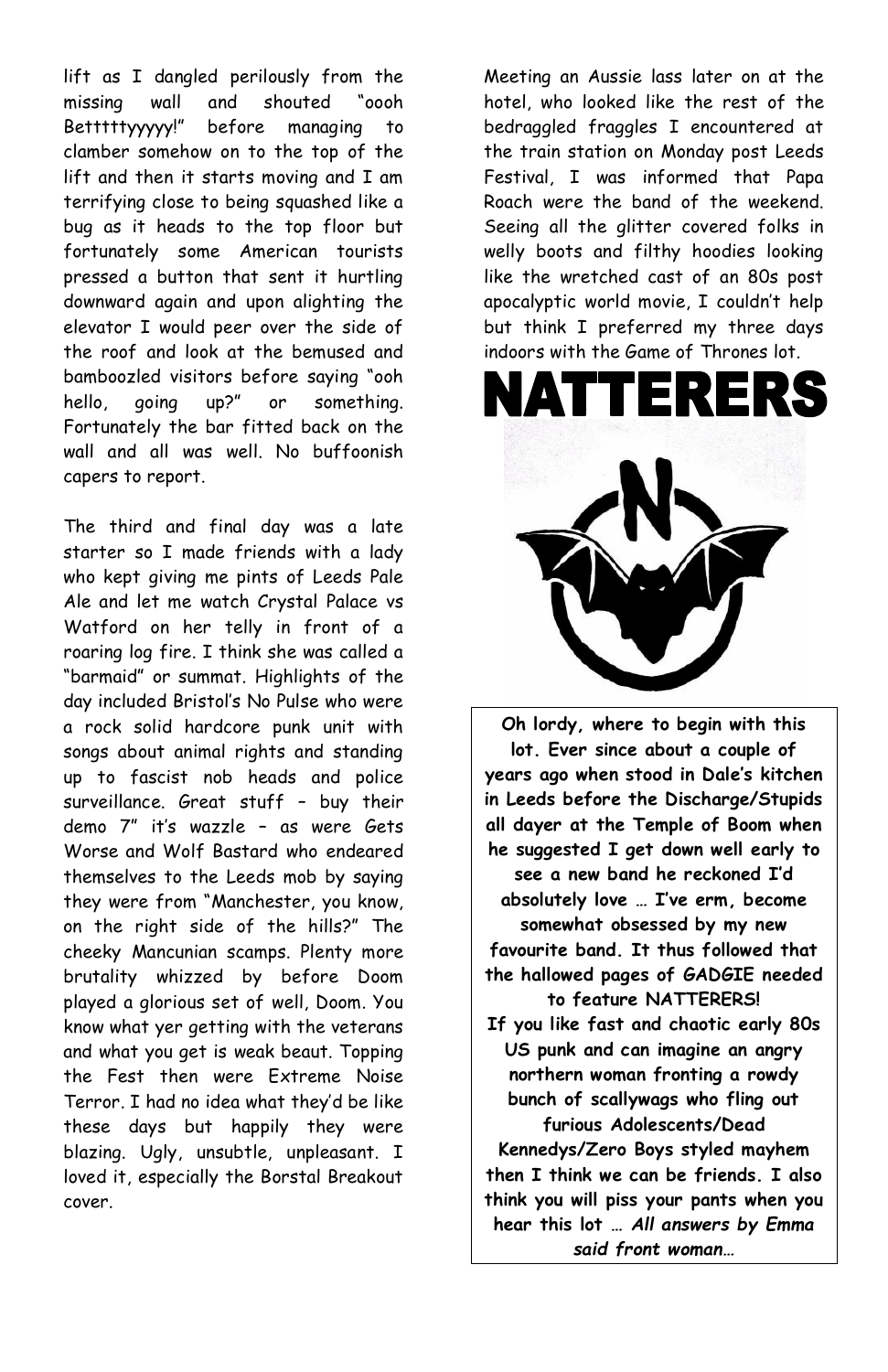lift as I dangled perilously from the missing wall and shouted "oooh Betttttyyyyy!" before managing to clamber somehow on to the top of the lift and then it starts moving and I am terrifying close to being squashed like a bug as it heads to the top floor but fortunately some American tourists pressed a button that sent it hurtling downward again and upon alighting the elevator I would peer over the side of the roof and look at the bemused and bamboozled visitors before saying "ooh hello, going up?" or something. Fortunately the bar fitted back on the wall and all was well. No buffoonish capers to report.

The third and final day was a late starter so I made friends with a lady who kept giving me pints of Leeds Pale Ale and let me watch Crystal Palace vs Watford on her telly in front of a roaring log fire. I think she was called a "barmaid" or summat. Highlights of the day included Bristol's No Pulse who were a rock solid hardcore punk unit with songs about animal rights and standing up to fascist nob heads and police surveillance. Great stuff – buy their demo 7" it's wazzle – as were Gets Worse and Wolf Bastard who endeared themselves to the Leeds mob by saying they were from "Manchester, you know, on the right side of the hills?" The cheeky Mancunian scamps. Plenty more brutality whizzed by before Doom played a glorious set of well, Doom. You know what yer getting with the veterans and what you get is weak beaut. Topping the Fest then were Extreme Noise Terror. I had no idea what they'd be like these days but happily they were blazing. Ugly, unsubtle, unpleasant. I loved it, especially the Borstal Breakout cover.

Meeting an Aussie lass later on at the hotel, who looked like the rest of the bedraggled fraggles I encountered at the train station on Monday post Leeds Festival, I was informed that Papa Roach were the band of the weekend. Seeing all the glitter covered folks in welly boots and filthy hoodies looking like the wretched cast of an 80s post apocalyptic world movie, I couldn't help but think I preferred my three days indoors with the Game of Thrones lot.

# NATTERERS

**Oh lordy, where to begin with this lot. Ever since about a couple of years ago when stood in Dale's kitchen in Leeds before the Discharge/Stupids all dayer at the Temple of Boom when he suggested I get down well early to see a new band he reckoned I'd absolutely love … I've erm, become somewhat obsessed by my new favourite band. It thus followed that the hallowed pages of GADGIE needed to feature NATTERERS!**
**If you like fast and chaotic early 80s US punk and can imagine an angry northern woman fronting a rowdy bunch of scallywags who fling out furious Adolescents/Dead Kennedys/Zero Boys styled mayhem then I think we can be friends. I also think you will piss your pants when you hear this lot …** ***All answers by Emma said front woman…***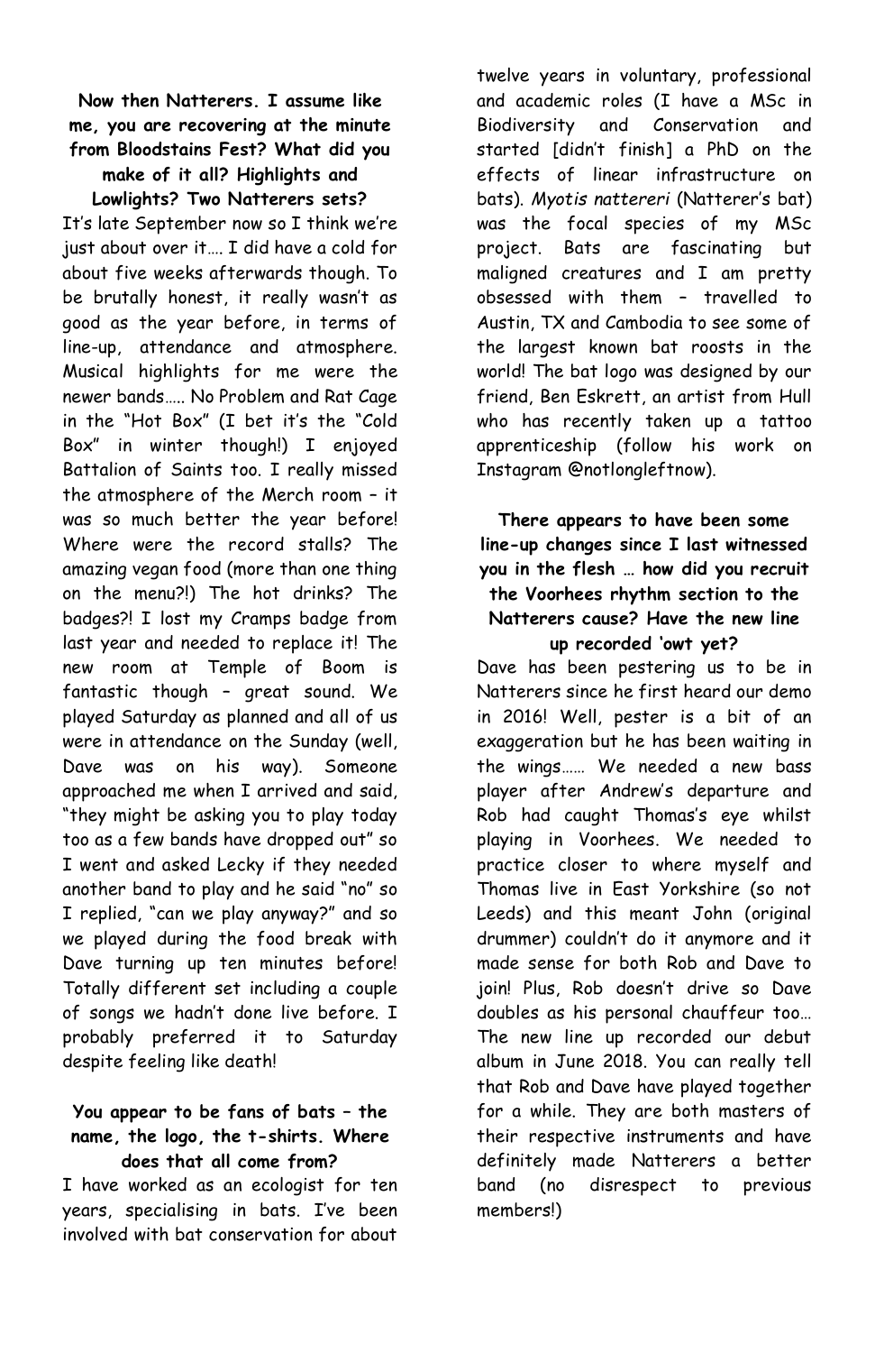**Now then Natterers. I assume like me, you are recovering at the minute from Bloodstains Fest? What did you make of it all? Highlights and Lowlights? Two Natterers sets?**

It's late September now so I think we're just about over it…. I did have a cold for about five weeks afterwards though. To be brutally honest, it really wasn't as good as the year before, in terms of line-up, attendance and atmosphere. Musical highlights for me were the newer bands….. No Problem and Rat Cage in the "Hot Box" (I bet it's the "Cold Box" in winter though!) I enjoyed Battalion of Saints too. I really missed the atmosphere of the Merch room – it was so much better the year before! Where were the record stalls? The amazing vegan food (more than one thing on the menu?!) The hot drinks? The badges?! I lost my Cramps badge from last year and needed to replace it! The new room at Temple of Boom is fantastic though – great sound. We played Saturday as planned and all of us were in attendance on the Sunday (well, Dave was on his way). Someone approached me when I arrived and said, "they might be asking you to play today too as a few bands have dropped out" so I went and asked Lecky if they needed another band to play and he said "no" so I replied, "can we play anyway?" and so we played during the food break with Dave turning up ten minutes before! Totally different set including a couple of songs we hadn't done live before. I probably preferred it to Saturday despite feeling like death!

**You appear to be fans of bats – the name, the logo, the t-shirts. Where does that all come from?**

I have worked as an ecologist for ten years, specialising in bats. I've been involved with bat conservation for about twelve years in voluntary, professional and academic roles (I have a MSc in Biodiversity and Conservation and started [didn't finish] a PhD on the effects of linear infrastructure on bats). *Myotis nattereri* (Natterer's bat) was the focal species of my MSc project. Bats are fascinating but maligned creatures and I am pretty obsessed with them – travelled to Austin, TX and Cambodia to see some of the largest known bat roosts in the world! The bat logo was designed by our friend, Ben Eskrett, an artist from Hull who has recently taken up a tattoo apprenticeship (follow his work on Instagram @notlongleftnow).

**There appears to have been some line-up changes since I last witnessed you in the flesh … how did you recruit the Voorhees rhythm section to the Natterers cause? Have the new line up recorded 'owt yet?**

Dave has been pestering us to be in Natterers since he first heard our demo in 2016! Well, pester is a bit of an exaggeration but he has been waiting in the wings…… We needed a new bass player after Andrew's departure and Rob had caught Thomas's eye whilst playing in Voorhees. We needed to practice closer to where myself and Thomas live in East Yorkshire (so not Leeds) and this meant John (original drummer) couldn't do it anymore and it made sense for both Rob and Dave to join! Plus, Rob doesn't drive so Dave doubles as his personal chauffeur too… The new line up recorded our debut album in June 2018. You can really tell that Rob and Dave have played together for a while. They are both masters of their respective instruments and have definitely made Natterers a better band (no disrespect to previous members!)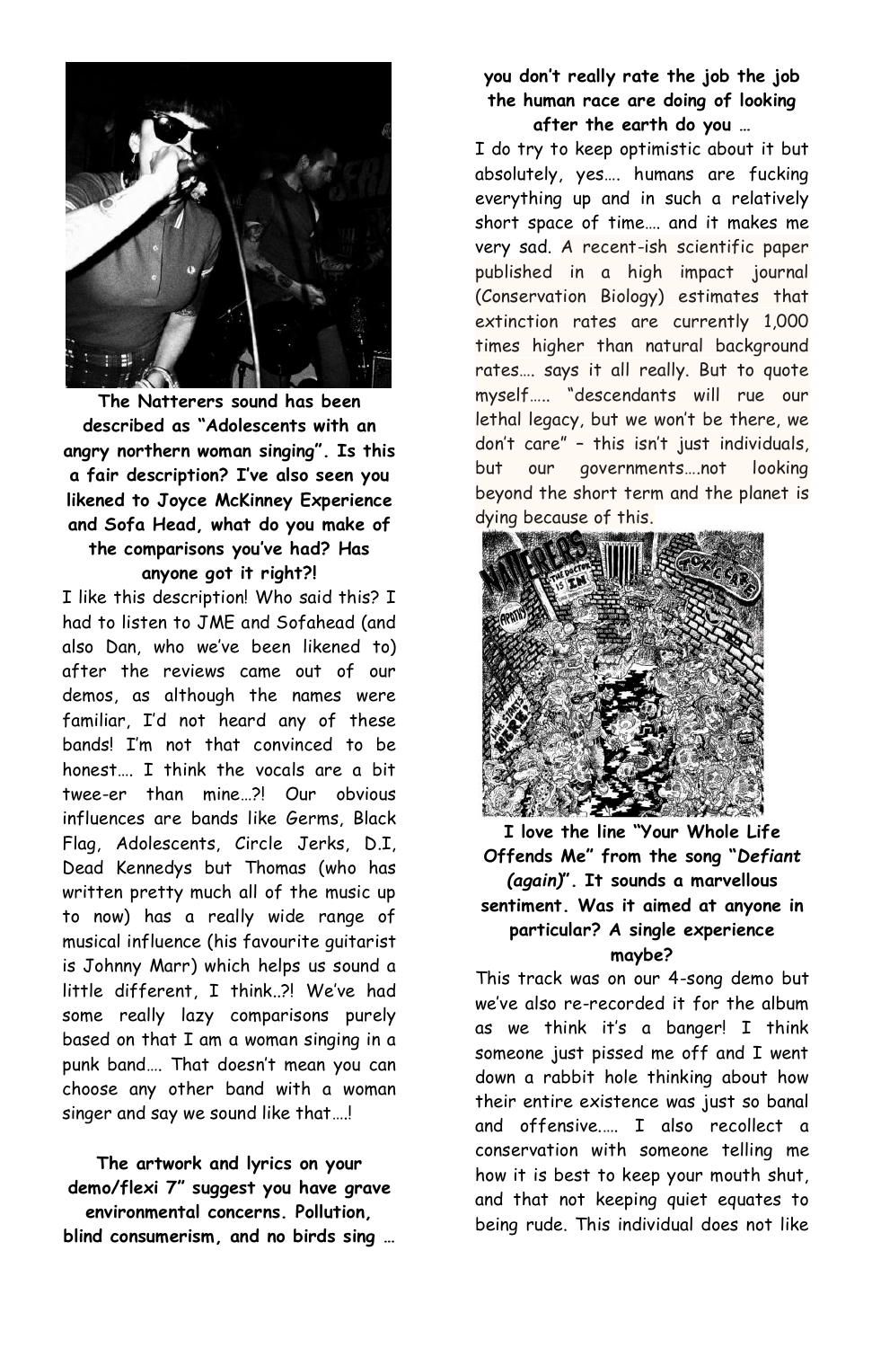**The Natterers sound has been described as "Adolescents with an angry northern woman singing". Is this a fair description? I've also seen you likened to Joyce McKinney Experience and Sofa Head, what do you make of the comparisons you've had? Has anyone got it right?!**

I like this description! Who said this? I had to listen to JME and Sofahead (and also Dan, who we've been likened to) after the reviews came out of our demos, as although the names were familiar, I'd not heard any of these bands! I'm not that convinced to be honest…. I think the vocals are a bit twee-er than mine…?! Our obvious influences are bands like Germs, Black Flag, Adolescents, Circle Jerks, D.I, Dead Kennedys but Thomas (who has written pretty much all of the music up to now) has a really wide range of musical influence (his favourite guitarist is Johnny Marr) which helps us sound a little different, I think..?! We've had some really lazy comparisons purely based on that I am a woman singing in a punk band…. That doesn't mean you can choose any other band with a woman singer and say we sound like that….!

**The artwork and lyrics on your demo/flexi 7" suggest you have grave environmental concerns. Pollution, blind consumerism, and no birds sing … you don't really rate the job the job the human race are doing of looking after the earth do you …**

I do try to keep optimistic about it but absolutely, yes…. humans are fucking everything up and in such a relatively short space of time…. and it makes me very sad. A recent-ish scientific paper published in a high impact journal (Conservation Biology) estimates that extinction rates are currently 1,000 times higher than natural background rates…. says it all really. But to quote myself….. "descendants will rue our lethal legacy, but we won't be there, we don't care" – this isn't just individuals, but our governments….not looking beyond the short term and the planet is dying because of this.

**I love the line "Your Whole Life Offends Me" from the song "*Defiant (again)*". It sounds a marvellous sentiment. Was it aimed at anyone in particular? A single experience maybe?**

This track was on our 4-song demo but we've also re-recorded it for the album as we think it's a banger! I think someone just pissed me off and I went down a rabbit hole thinking about how their entire existence was just so banal and offensive….. I also recollect a conservation with someone telling me how it is best to keep your mouth shut, and that not keeping quiet equates to being rude. This individual does not like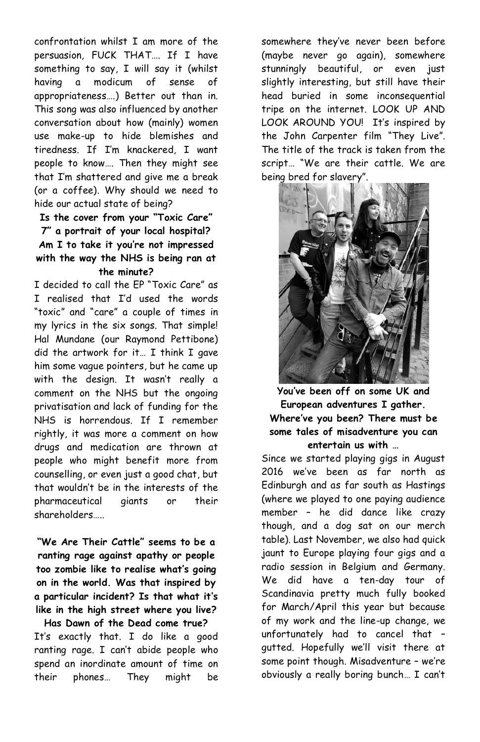confrontation whilst I am more of the persuasion, FUCK THAT…. If I have something to say, I will say it (whilst having a modicum of sense of appropriateness….) Better out than in. This song was also influenced by another conversation about how (mainly) women use make-up to hide blemishes and tiredness. If I'm knackered, I want people to know…. Then they might see that I'm shattered and give me a break (or a coffee). Why should we need to hide our actual state of being?

**Is the cover from your "Toxic Care" 7" a portrait of your local hospital? Am I to take it you're not impressed with the way the NHS is being ran at the minute?**

I decided to call the EP "Toxic Care" as I realised that I'd used the words "toxic" and "care" a couple of times in my lyrics in the six songs. That simple! Hal Mundane (our Raymond Pettibone) did the artwork for it… I think I gave him some vague pointers, but he came up with the design. It wasn't really a comment on the NHS but the ongoing privatisation and lack of funding for the NHS is horrendous. If I remember rightly, it was more a comment on how drugs and medication are thrown at people who might benefit more from counselling, or even just a good chat, but that wouldn't be in the interests of the pharmaceutical giants or their shareholders…..

**"We Are Their Cattle" seems to be a ranting rage against apathy or people too zombie like to realise what's going on in the world. Was that inspired by a particular incident? Is that what it's like in the high street where you live? Has Dawn of the Dead come true?**

It's exactly that. I do like a good ranting rage. I can't abide people who spend an inordinate amount of time on their phones… They might be somewhere they've never been before (maybe never go again), somewhere stunningly beautiful, or even just slightly interesting, but still have their head buried in some inconsequential tripe on the internet. LOOK UP AND LOOK AROUND YOU! It's inspired by the John Carpenter film "They Live". The title of the track is taken from the script… "We are their cattle. We are being bred for slavery".

**You've been off on some UK and European adventures I gather. Where've you been? There must be some tales of misadventure you can entertain us with …**

Since we started playing gigs in August 2016 we've been as far north as Edinburgh and as far south as Hastings (where we played to one paying audience member – he did dance like crazy though, and a dog sat on our merch table). Last November, we also had quick jaunt to Europe playing four gigs and a radio session in Belgium and Germany. We did have a ten-day tour of Scandinavia pretty much fully booked for March/April this year but because of my work and the line-up change, we unfortunately had to cancel that – gutted. Hopefully we'll visit there at some point though. Misadventure – we're obviously a really boring bunch… I can't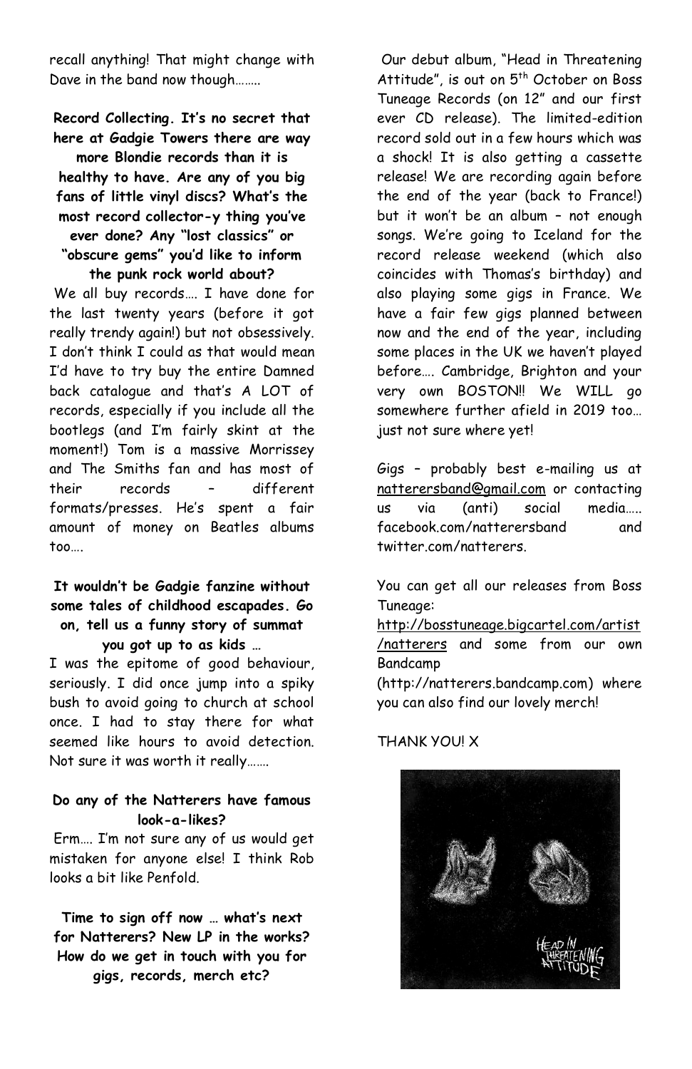recall anything! That might change with Dave in the band now though……..

**Record Collecting. It's no secret that here at Gadgie Towers there are way more Blondie records than it is healthy to have. Are any of you big fans of little vinyl discs? What's the most record collector-y thing you've ever done? Any "lost classics" or "obscure gems" you'd like to inform the punk rock world about?**

We all buy records…. I have done for the last twenty years (before it got really trendy again!) but not obsessively. I don't think I could as that would mean I'd have to try buy the entire Damned back catalogue and that's A LOT of records, especially if you include all the bootlegs (and I'm fairly skint at the moment!) Tom is a massive Morrissey and The Smiths fan and has most of their records – different formats/presses. He's spent a fair amount of money on Beatles albums too….

**It wouldn't be Gadgie fanzine without some tales of childhood escapades. Go on, tell us a funny story of summat you got up to as kids …**

I was the epitome of good behaviour, seriously. I did once jump into a spiky bush to avoid going to church at school once. I had to stay there for what seemed like hours to avoid detection. Not sure it was worth it really…….

**Do any of the Natterers have famous look-a-likes?**

Erm…. I'm not sure any of us would get mistaken for anyone else! I think Rob looks a bit like Penfold.

**Time to sign off now … what's next for Natterers? New LP in the works? How do we get in touch with you for gigs, records, merch etc?**

Our debut album, "Head in Threatening Attitude", is out on 5th October on Boss Tuneage Records (on 12" and our first ever CD release). The limited-edition record sold out in a few hours which was a shock! It is also getting a cassette release! We are recording again before the end of the year (back to France!) but it won't be an album – not enough songs. We're going to Iceland for the record release weekend (which also coincides with Thomas's birthday) and also playing some gigs in France. We have a fair few gigs planned between now and the end of the year, including some places in the UK we haven't played before…. Cambridge, Brighton and your very own BOSTON!! We WILL go somewhere further afield in 2019 too… just not sure where yet!

Gigs – probably best e-mailing us at nattersband@gmail.com or contacting us via (anti) social media….. facebook.com/nattersband and twitter.com/natterers.

You can get all our releases from Boss Tuneage: http://bosstuneage.bigcartel.com/artist/natterers and some from our own Bandcamp (http://natterers.bandcamp.com) where you can also find our lovely merch!

THANK YOU! X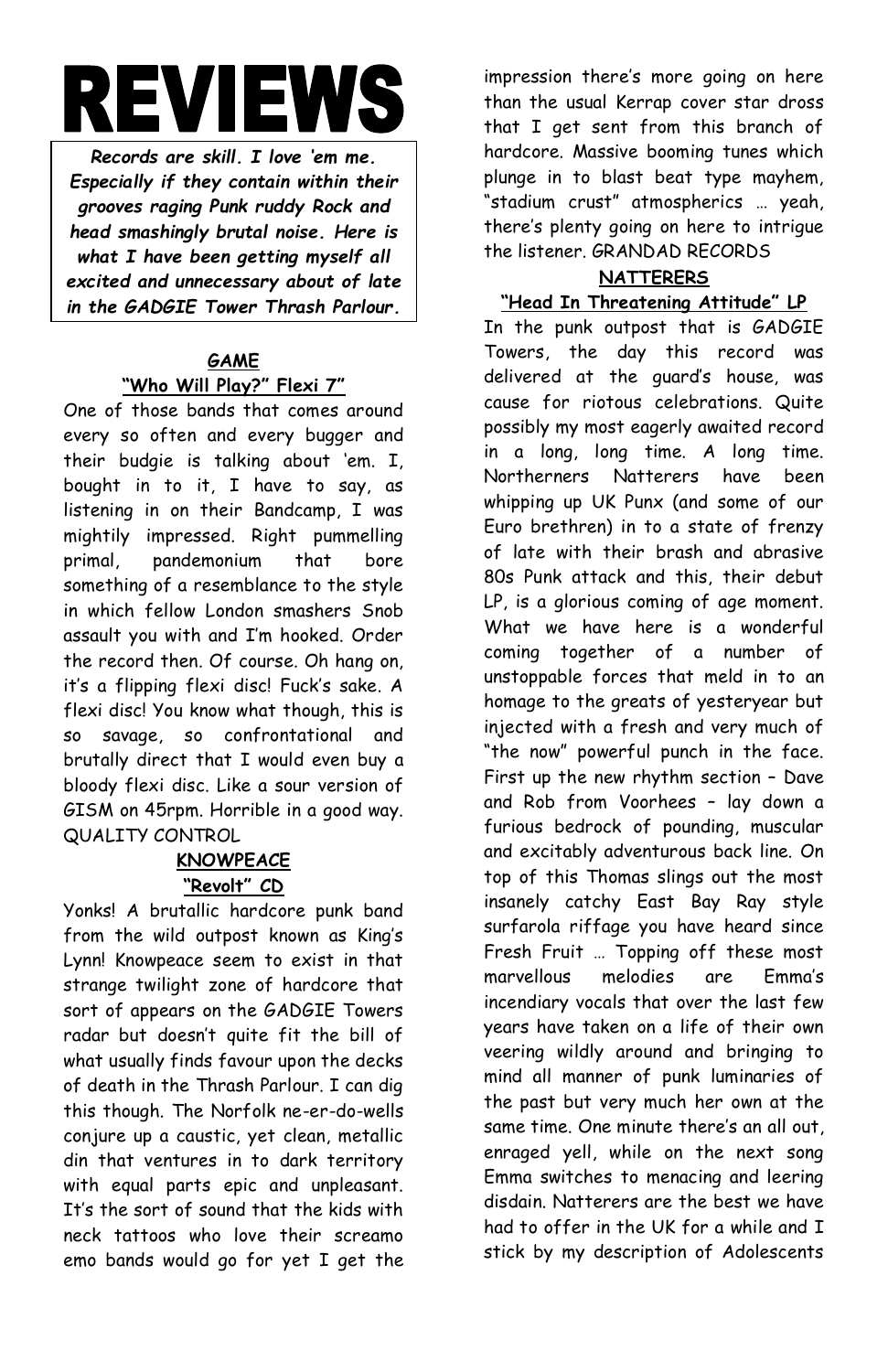# REVIEWS

***Records are skill. I love 'em me. Especially if they contain within their grooves raging Punk ruddy Rock and head smashingly brutal noise. Here is what I have been getting myself all excited and unnecessary about of late in the GADGIE Tower Thrash Parlour.***

### GAME
**"Who Will Play?" Flexi 7"**

One of those bands that comes around every so often and every bugger and their budgie is talking about 'em. I, bought in to it, I have to say, as listening in on their Bandcamp, I was mightily impressed. Right pummelling primal, pandemonium that bore something of a resemblance to the style in which fellow London smashers Snob assault you with and I'm hooked. Order the record then. Of course. Oh hang on, it's a flipping flexi disc! Fuck's sake. A flexi disc! You know what though, this is so savage, so confrontational and brutally direct that I would even buy a bloody flexi disc. Like a sour version of GISM on 45rpm. Horrible in a good way. QUALITY CONTROL

### KNOWPEACE
**"Revolt" CD**

Yonks! A brutallic hardcore punk band from the wild outpost known as King's Lynn! Knowpeace seem to exist in that strange twilight zone of hardcore that sort of appears on the GADGIE Towers radar but doesn't quite fit the bill of what usually finds favour upon the decks of death in the Thrash Parlour. I can dig this though. The Norfolk ne-er-do-wells conjure up a caustic, yet clean, metallic din that ventures in to dark territory with equal parts epic and unpleasant. It's the sort of sound that the kids with neck tattoos who love their screamo emo bands would go for yet I get the impression there's more going on here than the usual Kerrap cover star dross that I get sent from this branch of hardcore. Massive booming tunes which plunge in to blast beat type mayhem, "stadium crust" atmospherics … yeah, there's plenty going on here to intrigue the listener. GRANDAD RECORDS

### NATTERERS
**"Head In Threatening Attitude" LP**

In the punk outpost that is GADGIE Towers, the day this record was delivered at the guard's house, was cause for riotous celebrations. Quite possibly my most eagerly awaited record in a long, long time. A long time. Northerners Natterers have been whipping up UK Punx (and some of our Euro brethren) in to a state of frenzy of late with their brash and abrasive 80s Punk attack and this, their debut LP, is a glorious coming of age moment. What we have here is a wonderful coming together of a number of unstoppable forces that meld in to an homage to the greats of yesteryear but injected with a fresh and very much of "the now" powerful punch in the face. First up the new rhythm section – Dave and Rob from Voorhees – lay down a furious bedrock of pounding, muscular and excitably adventurous back line. On top of this Thomas slings out the most insanely catchy East Bay Ray style surfarola riffage you have heard since Fresh Fruit … Topping off these most marvellous melodies are Emma's incendiary vocals that over the last few years have taken on a life of their own veering wildly around and bringing to mind all manner of punk luminaries of the past but very much her own at the same time. One minute there's an all out, enraged yell, while on the next song Emma switches to menacing and leering disdain. Natterers are the best we have had to offer in the UK for a while and I stick by my description of Adolescents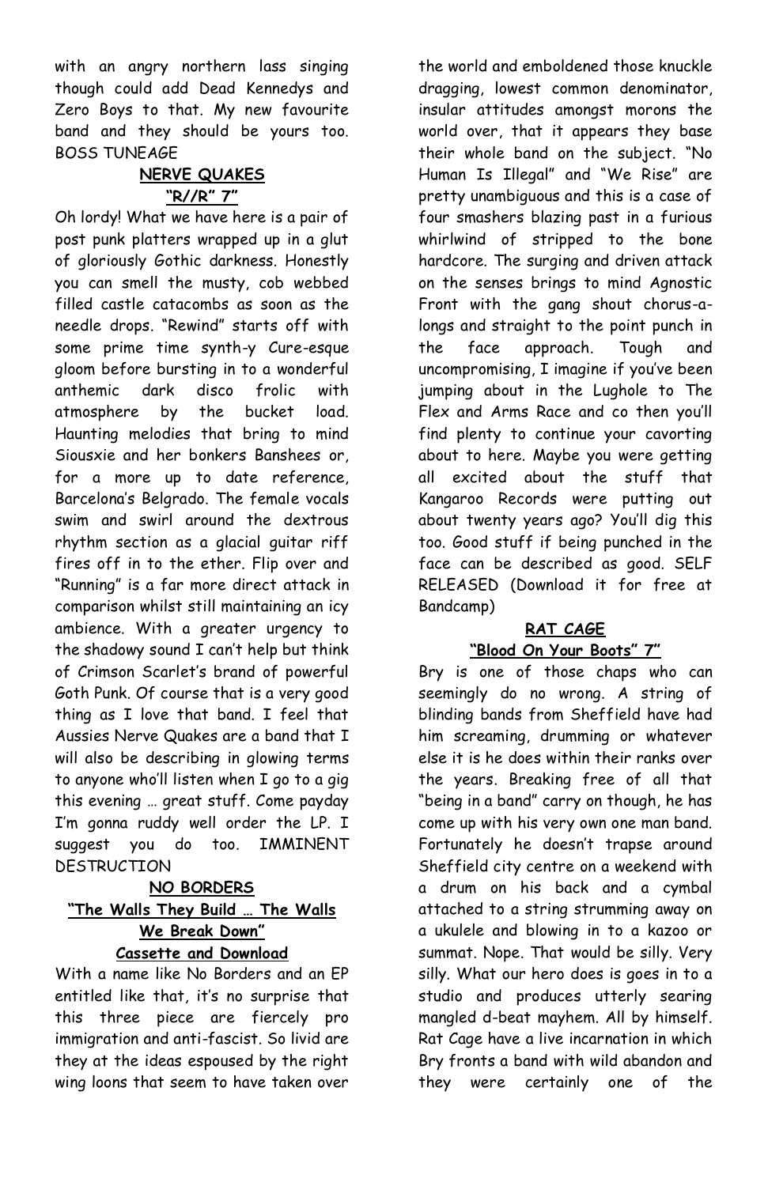with an angry northern lass singing though could add Dead Kennedys and Zero Boys to that. My new favourite band and they should be yours too. BOSS TUNEAGE

**NERVE QUAKES**
**"R//R" 7"**

Oh lordy! What we have here is a pair of post punk platters wrapped up in a glut of gloriously Gothic darkness. Honestly you can smell the musty, cob webbed filled castle catacombs as soon as the needle drops. "Rewind" starts off with some prime time synth-y Cure-esque gloom before bursting in to a wonderful anthemic dark disco frolic with atmosphere by the bucket load. Haunting melodies that bring to mind Siousxie and her bonkers Banshees or, for a more up to date reference, Barcelona's Belgrado. The female vocals swim and swirl around the dextrous rhythm section as a glacial guitar riff fires off in to the ether. Flip over and "Running" is a far more direct attack in comparison whilst still maintaining an icy ambience. With a greater urgency to the shadowy sound I can't help but think of Crimson Scarlet's brand of powerful Goth Punk. Of course that is a very good thing as I love that band. I feel that Aussies Nerve Quakes are a band that I will also be describing in glowing terms to anyone who'll listen when I go to a gig this evening … great stuff. Come payday I'm gonna ruddy well order the LP. I suggest you do too. IMMINENT DESTRUCTION

**NO BORDERS**
**"The Walls They Build … The Walls We Break Down"**
**Cassette and Download**

With a name like No Borders and an EP entitled like that, it's no surprise that this three piece are fiercely pro immigration and anti-fascist. So livid are they at the ideas espoused by the right wing loons that seem to have taken over the world and emboldened those knuckle dragging, lowest common denominator, insular attitudes amongst morons the world over, that it appears they base their whole band on the subject. "No Human Is Illegal" and "We Rise" are pretty unambiguous and this is a case of four smashers blazing past in a furious whirlwind of stripped to the bone hardcore. The surging and driven attack on the senses brings to mind Agnostic Front with the gang shout chorus-a-longs and straight to the point punch in the face approach. Tough and uncompromising, I imagine if you've been jumping about in the Lughole to The Flex and Arms Race and co then you'll find plenty to continue your cavorting about to here. Maybe you were getting all excited about the stuff that Kangaroo Records were putting out about twenty years ago? You'll dig this too. Good stuff if being punched in the face can be described as good. SELF RELEASED (Download it for free at Bandcamp)

**RAT CAGE**
**"Blood On Your Boots" 7"**

Bry is one of those chaps who can seemingly do no wrong. A string of blinding bands from Sheffield have had him screaming, drumming or whatever else it is he does within their ranks over the years. Breaking free of all that "being in a band" carry on though, he has come up with his very own one man band. Fortunately he doesn't trapse around Sheffield city centre on a weekend with a drum on his back and a cymbal attached to a string strumming away on a ukulele and blowing in to a kazoo or summat. Nope. That would be silly. Very silly. What our hero does is goes in to a studio and produces utterly searing mangled d-beat mayhem. All by himself. Rat Cage have a live incarnation in which Bry fronts a band with wild abandon and they were certainly one of the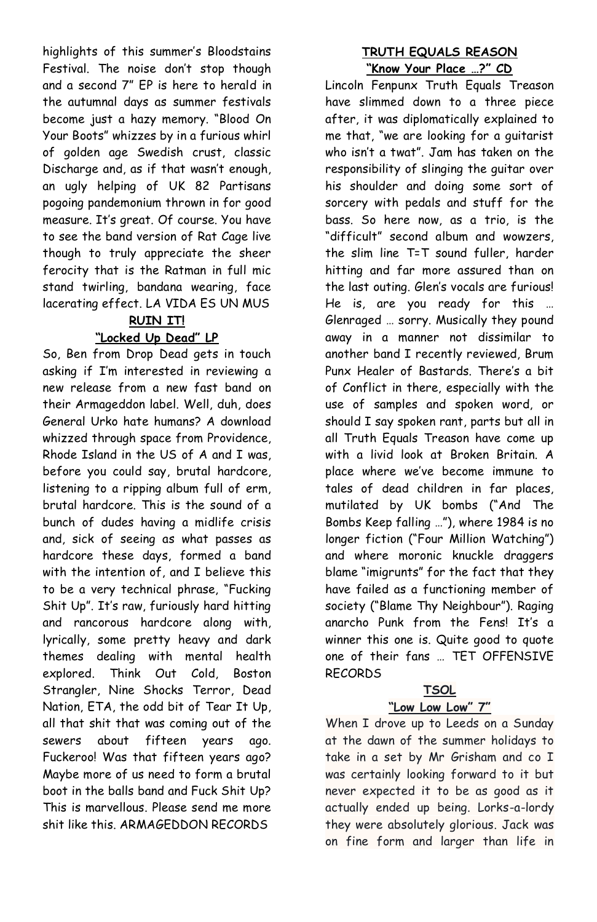highlights of this summer's Bloodstains Festival. The noise don't stop though and a second 7" EP is here to herald in the autumnal days as summer festivals become just a hazy memory. "Blood On Your Boots" whizzes by in a furious whirl of golden age Swedish crust, classic Discharge and, as if that wasn't enough, an ugly helping of UK 82 Partisans pogoing pandemonium thrown in for good measure. It's great. Of course. You have to see the band version of Rat Cage live though to truly appreciate the sheer ferocity that is the Ratman in full mic stand twirling, bandana wearing, face lacerating effect. LA VIDA ES UN MUS

**RUIN IT!**

**"Locked Up Dead" LP**

So, Ben from Drop Dead gets in touch asking if I'm interested in reviewing a new release from a new fast band on their Armageddon label. Well, duh, does General Urko hate humans? A download whizzed through space from Providence, Rhode Island in the US of A and I was, before you could say, brutal hardcore, listening to a ripping album full of erm, brutal hardcore. This is the sound of a bunch of dudes having a midlife crisis and, sick of seeing as what passes as hardcore these days, formed a band with the intention of, and I believe this to be a very technical phrase, "Fucking Shit Up". It's raw, furiously hard hitting and rancorous hardcore along with, lyrically, some pretty heavy and dark themes dealing with mental health explored. Think Out Cold, Boston Strangler, Nine Shocks Terror, Dead Nation, ETA, the odd bit of Tear It Up, all that shit that was coming out of the sewers about fifteen years ago. Fuckeroo! Was that fifteen years ago? Maybe more of us need to form a brutal boot in the balls band and Fuck Shit Up? This is marvellous. Please send me more shit like this. ARMAGEDDON RECORDS

**TRUTH EQUALS REASON**

**"Know Your Place …?" CD**

Lincoln Fenpunx Truth Equals Treason have slimmed down to a three piece after, it was diplomatically explained to me that, "we are looking for a guitarist who isn't a twat". Jam has taken on the responsibility of slinging the guitar over his shoulder and doing some sort of sorcery with pedals and stuff for the bass. So here now, as a trio, is the "difficult" second album and wowzers, the slim line T=T sound fuller, harder hitting and far more assured than on the last outing. Glen's vocals are furious! He is, are you ready for this … Glenraged … sorry. Musically they pound away in a manner not dissimilar to another band I recently reviewed, Brum Punx Healer of Bastards. There's a bit of Conflict in there, especially with the use of samples and spoken word, or should I say spoken rant, parts but all in all Truth Equals Treason have come up with a livid look at Broken Britain. A place where we've become immune to tales of dead children in far places, mutilated by UK bombs ("And The Bombs Keep falling …"), where 1984 is no longer fiction ("Four Million Watching") and where moronic knuckle draggers blame "imigrunts" for the fact that they have failed as a functioning member of society ("Blame Thy Neighbour"). Raging anarcho Punk from the Fens! It's a winner this one is. Quite good to quote one of their fans … TET OFFENSIVE RECORDS

**TSOL**

**"Low Low Low" 7"**

When I drove up to Leeds on a Sunday at the dawn of the summer holidays to take in a set by Mr Grisham and co I was certainly looking forward to it but never expected it to be as good as it actually ended up being. Lorks-a-lordy they were absolutely glorious. Jack was on fine form and larger than life in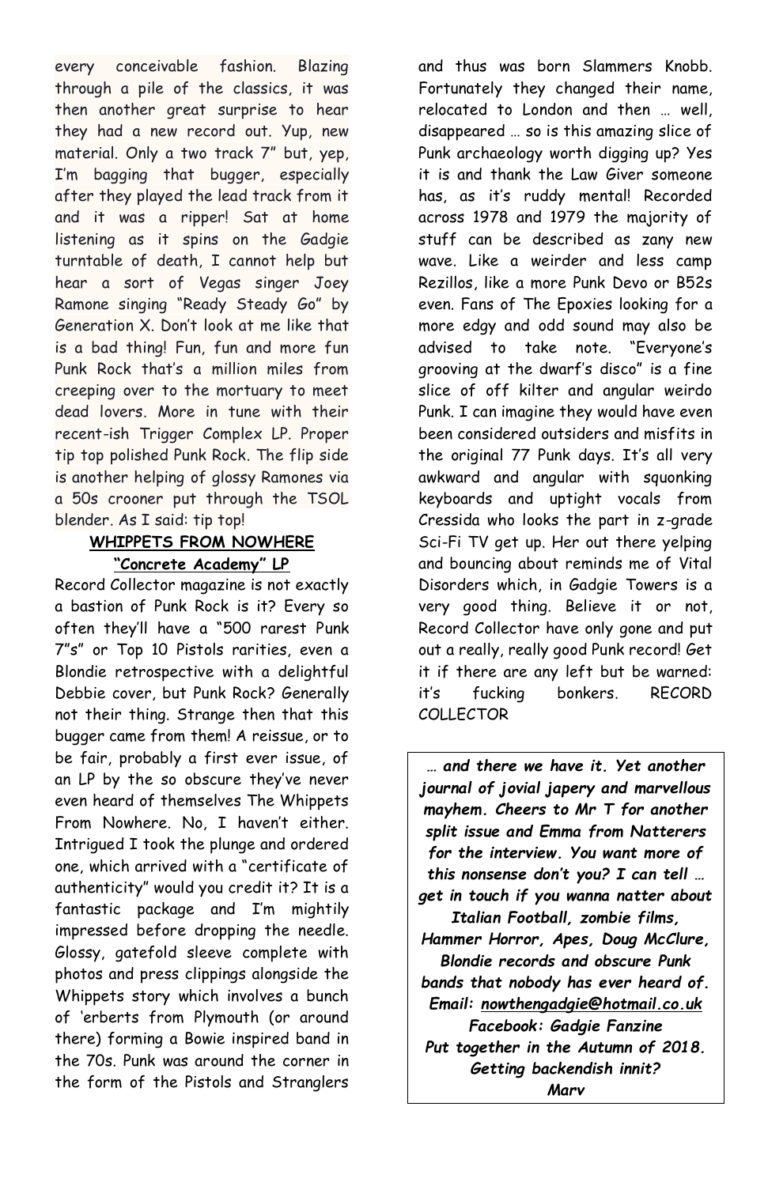every conceivable fashion. Blazing through a pile of the classics, it was then another great surprise to hear they had a new record out. Yup, new material. Only a two track 7" but, yep, I'm bagging that bugger, especially after they played the lead track from it and it was a ripper! Sat at home listening as it spins on the Gadgie turntable of death, I cannot help but hear a sort of Vegas singer Joey Ramone singing "Ready Steady Go" by Generation X. Don't look at me like that is a bad thing! Fun, fun and more fun Punk Rock that's a million miles from creeping over to the mortuary to meet dead lovers. More in tune with their recent-ish Trigger Complex LP. Proper tip top polished Punk Rock. The flip side is another helping of glossy Ramones via a 50s crooner put through the TSOL blender. As I said: tip top!

**WHIPPETS FROM NOWHERE**

**"Concrete Academy" LP**

Record Collector magazine is not exactly a bastion of Punk Rock is it? Every so often they'll have a "500 rarest Punk 7"s" or Top 10 Pistols rarities, even a Blondie retrospective with a delightful Debbie cover, but Punk Rock? Generally not their thing. Strange then that this bugger came from them! A reissue, or to be fair, probably a first ever issue, of an LP by the so obscure they've never even heard of themselves The Whippets From Nowhere. No, I haven't either. Intrigued I took the plunge and ordered one, which arrived with a "certificate of authenticity" would you credit it? It is a fantastic package and I'm mightily impressed before dropping the needle. Glossy, gatefold sleeve complete with photos and press clippings alongside the Whippets story which involves a bunch of 'erberts from Plymouth (or around there) forming a Bowie inspired band in the 70s. Punk was around the corner in the form of the Pistols and Stranglers and thus was born Slammers Knobb. Fortunately they changed their name, relocated to London and then … well, disappeared … so is this amazing slice of Punk archaeology worth digging up? Yes it is and thank the Law Giver someone has, as it's ruddy mental! Recorded across 1978 and 1979 the majority of stuff can be described as zany new wave. Like a weirder and less camp Rezillos, like a more Punk Devo or B52s even. Fans of The Epoxies looking for a more edgy and odd sound may also be advised to take note. "Everyone's grooving at the dwarf's disco" is a fine slice of off kilter and angular weirdo Punk. I can imagine they would have even been considered outsiders and misfits in the original 77 Punk days. It's all very awkward and angular with squonking keyboards and uptight vocals from Cressida who looks the part in z-grade Sci-Fi TV get up. Her out there yelping and bouncing about reminds me of Vital Disorders which, in Gadgie Towers is a very good thing. Believe it or not, Record Collector have only gone and put out a really, really good Punk record! Get it if there are any left but be warned: it's fucking bonkers. RECORD COLLECTOR

***… and there we have it. Yet another journal of jovial japery and marvellous mayhem. Cheers to Mr T for another split issue and Emma from Natterers for the interview. You want more of this nonsense don't you? I can tell … get in touch if you wanna natter about Italian Football, zombie films, Hammer Horror, Apes, Doug McClure, Blondie records and obscure Punk bands that nobody has ever heard of.***

***Email: nowthengadgie@hotmail.co.uk***

***Facebook: Gadgie Fanzine***

***Put together in the Autumn of 2018.***

***Getting backendish innit?***

***Marv***